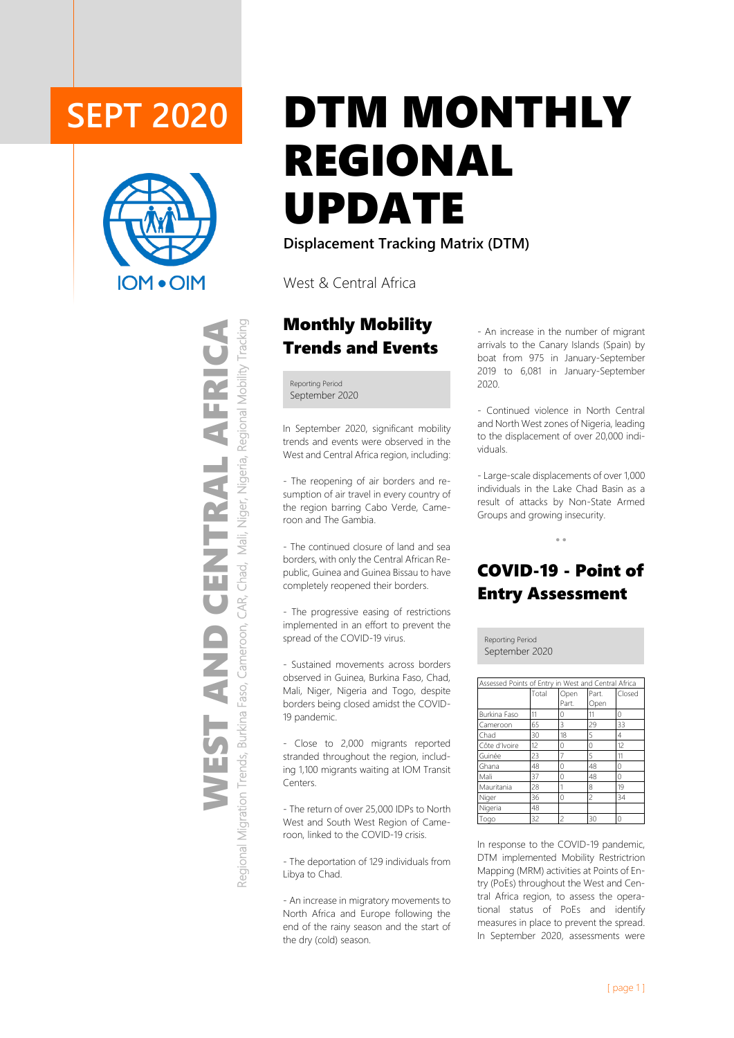SEPT 2020

IOM • OIM

# DTM MONTHLY REGIONAL UPDATE

**Displacement Tracking Matrix (DTM)**

West & Central Africa

WEST AND CENTRAL AFRICA

Regional Migration Trends, Burkina Faso, Cameroon, CAR, Chad, Mali, Niger, Nigeria, Regional Mobility Tracking

## Monthly Mobility Trends and Events

Reporting Period
September 2020

In September 2020, significant mobility trends and events were observed in the West and Central Africa region, including:

- The reopening of air borders and resumption of air travel in every country of the region barring Cabo Verde, Cameroon and The Gambia.

- The continued closure of land and sea borders, with only the Central African Republic, Guinea and Guinea Bissau to have completely reopened their borders.

- The progressive easing of restrictions implemented in an effort to prevent the spread of the COVID-19 virus.

- Sustained movements across borders observed in Guinea, Burkina Faso, Chad, Mali, Niger, Nigeria and Togo, despite borders being closed amidst the COVID-19 pandemic.

- Close to 2,000 migrants reported stranded throughout the region, including 1,100 migrants waiting at IOM Transit Centers.

- The return of over 25,000 IDPs to North West and South West Region of Cameroon, linked to the COVID-19 crisis.

- The deportation of 129 individuals from Libya to Chad.

- An increase in migratory movements to North Africa and Europe following the end of the rainy season and the start of the dry (cold) season.

- An increase in the number of migrant arrivals to the Canary Islands (Spain) by boat from 975 in January-September 2019 to 6,081 in January-September 2020.

- Continued violence in North Central and North West zones of Nigeria, leading to the displacement of over 20,000 individuals.

- Large-scale displacements of over 1,000 individuals in the Lake Chad Basin as a result of attacks by Non-State Armed Groups and growing insecurity.

## COVID-19 - Point of Entry Assessment

Reporting Period
September 2020

Assessed Points of Entry in West and Central Africa

| | Total | Open Part. | Part. Open | Closed |
|---|---|---|---|---|
| Burkina Faso | 11 | 0 | 11 | 0 |
| Cameroon | 65 | 3 | 29 | 33 |
| Chad | 30 | 18 | 5 | 4 |
| Côte d'Ivoire | 12 | 0 | 0 | 12 |
| Guinée | 23 | 7 | 5 | 11 |
| Ghana | 48 | 0 | 48 | 0 |
| Mali | 37 | 0 | 48 | 0 |
| Mauritania | 28 | 1 | 8 | 19 |
| Niger | 36 | 0 | 2 | 34 |
| Nigeria | 48 | | | |
| Togo | 32 | 2 | 30 | 0 |

In response to the COVID-19 pandemic, DTM implemented Mobility Restriction Mapping (MRM) activities at Points of Entry (PoEs) throughout the West and Central Africa region, to assess the operational status of PoEs and identify measures in place to prevent the spread. In September 2020, assessments were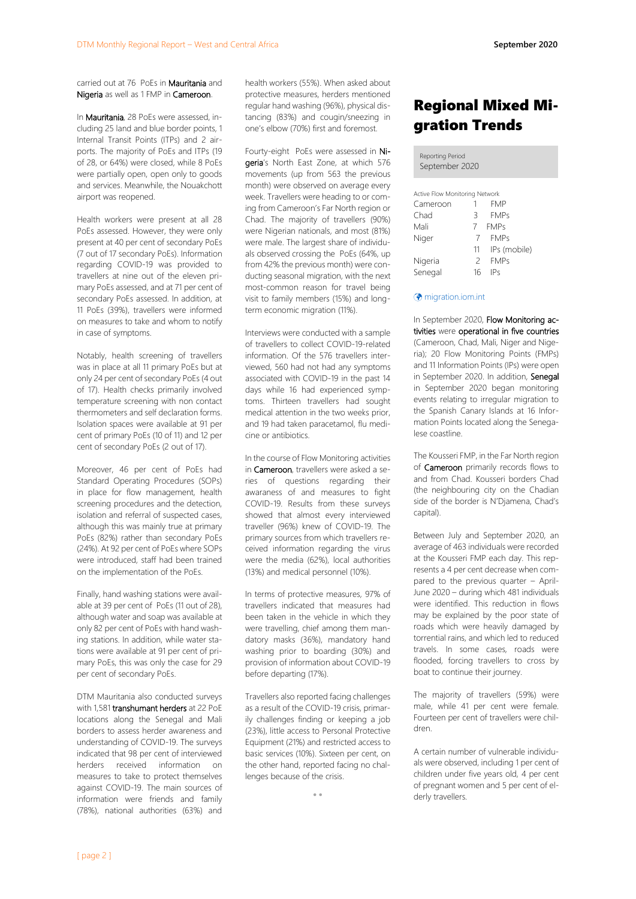carried out at 76 PoEs in Mauritania and Nigeria as well as 1 FMP in Cameroon.

In Mauritania, 28 PoEs were assessed, including 25 land and blue border points, 1 Internal Transit Points (ITPs) and 2 airports. The majority of PoEs and ITPs (19 of 28, or 64%) were closed, while 8 PoEs were partially open, open only to goods and services. Meanwhile, the Nouakchott airport was reopened.

Health workers were present at all 28 PoEs assessed. However, they were only present at 40 per cent of secondary PoEs (7 out of 17 secondary PoEs). Information regarding COVID-19 was provided to travellers at nine out of the eleven primary PoEs assessed, and at 71 per cent of secondary PoEs assessed. In addition, at 11 PoEs (39%), travellers were informed on measures to take and whom to notify in case of symptoms.

Notably, health screening of travellers was in place at all 11 primary PoEs but at only 24 per cent of secondary PoEs (4 out of 17). Health checks primarily involved temperature screening with non contact thermometers and self declaration forms. Isolation spaces were available at 91 per cent of primary PoEs (10 of 11) and 12 per cent of secondary PoEs (2 out of 17).

Moreover, 46 per cent of PoEs had Standard Operating Procedures (SOPs) in place for flow management, health screening procedures and the detection, isolation and referral of suspected cases, although this was mainly true at primary PoEs (82%) rather than secondary PoEs (24%). At 92 per cent of PoEs where SOPs were introduced, staff had been trained on the implementation of the PoEs.

Finally, hand washing stations were available at 39 per cent of PoEs (11 out of 28), although water and soap was available at only 82 per cent of PoEs with hand washing stations. In addition, while water stations were available at 91 per cent of primary PoEs, this was only the case for 29 per cent of secondary PoEs.

DTM Mauritania also conducted surveys with 1,581 transhumant herders at 22 PoE locations along the Senegal and Mali borders to assess herder awareness and understanding of COVID-19. The surveys indicated that 98 per cent of interviewed herders received information on measures to take to protect themselves against COVID-19. The main sources of information were friends and family (78%), national authorities (63%) and health workers (55%). When asked about protective measures, herders mentioned regular hand washing (96%), physical distancing (83%) and cougin/sneezing in one's elbow (70%) first and foremost.

Fourty-eight PoEs were assessed in Nigeria's North East Zone, at which 576 movements (up from 563 the previous month) were observed on average every week. Travellers were heading to or coming from Cameroon's Far North region or Chad. The majority of travellers (90%) were Nigerian nationals, and most (81%) were male. The largest share of individuals observed crossing the PoEs (64%, up from 42% the previous month) were conducting seasonal migration, with the next most-common reason for travel being visit to family members (15%) and long-term economic migration (11%).

Interviews were conducted with a sample of travellers to collect COVID-19-related information. Of the 576 travellers interviewed, 560 had not had any symptoms associated with COVID-19 in the past 14 days while 16 had experienced symptoms. Thirteen travellers had sought medical attention in the two weeks prior, and 19 had taken paracetamol, flu medicine or antibiotics.

In the course of Flow Monitoring activities in Cameroon, travellers were asked a series of questions regarding their awareness of and measures to fight COVID-19. Results from these surveys showed that almost every interviewed traveller (96%) knew of COVID-19. The primary sources from which travellers received information regarding the virus were the media (62%), local authorities (13%) and medical personnel (10%).

In terms of protective measures, 97% of travellers indicated that measures had been taken in the vehicle in which they were travelling, chief among them mandatory masks (36%), mandatory hand washing prior to boarding (30%) and provision of information about COVID-19 before departing (17%).

Travellers also reported facing challenges as a result of the COVID-19 crisis, primarily challenges finding or keeping a job (23%), little access to Personal Protective Equipment (21%) and restricted access to basic services (10%). Sixteen per cent, on the other hand, reported facing no challenges because of the crisis.

# Regional Mixed Migration Trends

Reporting Period
September 2020

Active Flow Monitoring Network

| | | |
|---|---|---|
| Cameroon | 1 | FMP |
| Chad | 3 | FMPs |
| Mali | 7 | FMPs |
| Niger | 7 | FMPs |
| | 11 | IPs (mobile) |
| Nigeria | 2 | FMPs |
| Senegal | 16 | IPs |

migration.iom.int

In September 2020, Flow Monitoring activities were operational in five countries (Cameroon, Chad, Mali, Niger and Nigeria); 20 Flow Monitoring Points (FMPs) and 11 Information Points (IPs) were open in September 2020. In addition, Senegal in September 2020 began monitoring events relating to irregular migration to the Spanish Canary Islands at 16 Information Points located along the Senegalese coastline.

The Kousseri FMP, in the Far North region of Cameroon primarily records flows to and from Chad. Kousseri borders Chad (the neighbouring city on the Chadian side of the border is N'Djamena, Chad's capital).

Between July and September 2020, an average of 463 individuals were recorded at the Kousseri FMP each day. This represents a 4 per cent decrease when compared to the previous quarter – April-June 2020 – during which 481 individuals were identified. This reduction in flows may be explained by the poor state of roads which were heavily damaged by torrential rains, and which led to reduced travels. In some cases, roads were flooded, forcing travellers to cross by boat to continue their journey.

The majority of travellers (59%) were male, while 41 per cent were female. Fourteen per cent of travellers were children.

A certain number of vulnerable individuals were observed, including 1 per cent of children under five years old, 4 per cent of pregnant women and 5 per cent of elderly travellers.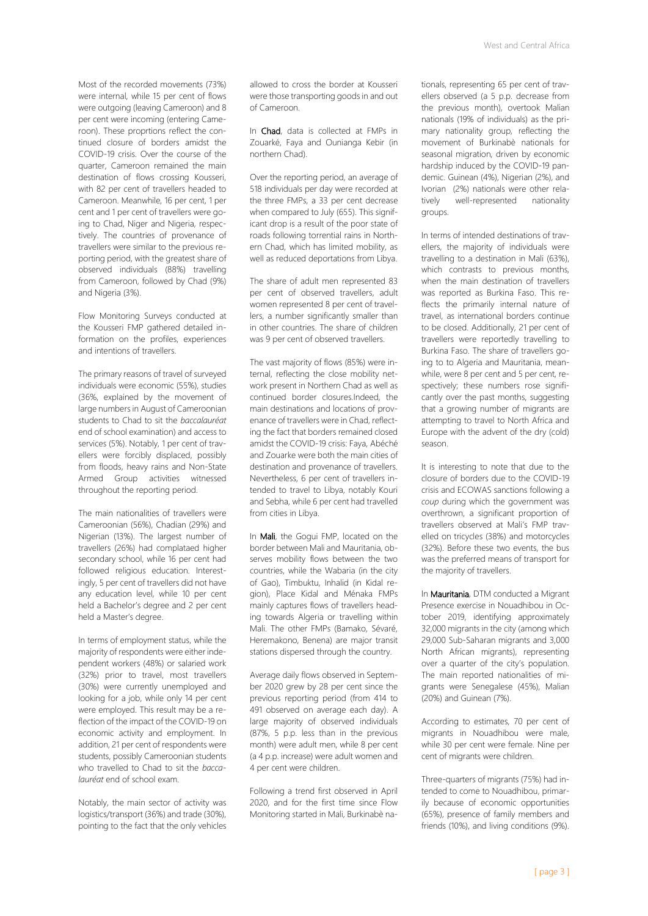Most of the recorded movements (73%) were internal, while 15 per cent of flows were outgoing (leaving Cameroon) and 8 per cent were incoming (entering Cameroon). These proprtions reflect the continued closure of borders amidst the COVID-19 crisis. Over the course of the quarter, Cameroon remained the main destination of flows crossing Kousseri, with 82 per cent of travellers headed to Cameroon. Meanwhile, 16 per cent, 1 per cent and 1 per cent of travellers were going to Chad, Niger and Nigeria, respectively. The countries of provenance of travellers were similar to the previous reporting period, with the greatest share of observed individuals (88%) travelling from Cameroon, followed by Chad (9%) and Nigeria (3%).

Flow Monitoring Surveys conducted at the Kousseri FMP gathered detailed information on the profiles, experiences and intentions of travellers.

The primary reasons of travel of surveyed individuals were economic (55%), studies (36%, explained by the movement of large numbers in August of Cameroonian students to Chad to sit the *baccalauréat* end of school examination) and access to services (5%). Notably, 1 per cent of travellers were forcibly displaced, possibly from floods, heavy rains and Non-State Armed Group activities witnessed throughout the reporting period.

The main nationalities of travellers were Cameroonian (56%), Chadian (29%) and Nigerian (13%). The largest number of travellers (26%) had complataed higher secondary school, while 16 per cent had followed religious education. Interestingly, 5 per cent of travellers did not have any education level, while 10 per cent held a Bachelor's degree and 2 per cent held a Master's degree.

In terms of employment status, while the majority of respondents were either independent workers (48%) or salaried work (32%) prior to travel, most travellers (30%) were currently unemployed and looking for a job, while only 14 per cent were employed. This result may be a reflection of the impact of the COVID-19 on economic activity and employment. In addition, 21 per cent of respondents were students, possibly Cameroonian students who travelled to Chad to sit the *baccalauréat* end of school exam.

Notably, the main sector of activity was logistics/transport (36%) and trade (30%), pointing to the fact that the only vehicles allowed to cross the border at Kousseri were those transporting goods in and out of Cameroon.

In **Chad**, data is collected at FMPs in Zouarké, Faya and Ounianga Kebir (in northern Chad).

Over the reporting period, an average of 518 individuals per day were recorded at the three FMPs, a 33 per cent decrease when compared to July (655). This significant drop is a result of the poor state of roads following torrential rains in Northern Chad, which has limited mobility, as well as reduced deportations from Libya.

The share of adult men represented 83 per cent of observed travellers, adult women represented 8 per cent of travellers, a number significantly smaller than in other countries. The share of children was 9 per cent of observed travellers.

The vast majority of flows (85%) were internal, reflecting the close mobility network present in Northern Chad as well as continued border closures.Indeed, the main destinations and locations of provenance of travellers were in Chad, reflecting the fact that borders remained closed amidst the COVID-19 crisis: Faya, Abéché and Zouarke were both the main cities of destination and provenance of travellers. Nevertheless, 6 per cent of travellers intended to travel to Libya, notably Kouri and Sebha, while 6 per cent had travelled from cities in Libya.

In **Mali**, the Gogui FMP, located on the border between Mali and Mauritania, observes mobility flows between the two countries, while the Wabaria (in the city of Gao), Timbuktu, Inhalid (in Kidal region), Place Kidal and Ménaka FMPs mainly captures flows of travellers heading towards Algeria or travelling within Mali. The other FMPs (Bamako, Sévaré, Heremakono, Benena) are major transit stations dispersed through the country.

Average daily flows observed in September 2020 grew by 28 per cent since the previous reporting period (from 414 to 491 observed on average each day). A large majority of observed individuals (87%, 5 p.p. less than in the previous month) were adult men, while 8 per cent (a 4 p.p. increase) were adult women and 4 per cent were children.

Following a trend first observed in April 2020, and for the first time since Flow Monitoring started in Mali, Burkinabè nationals, representing 65 per cent of travellers observed (a 5 p.p. decrease from the previous month), overtook Malian nationals (19% of individuals) as the primary nationality group, reflecting the movement of Burkinabè nationals for seasonal migration, driven by economic hardship induced by the COVID-19 pandemic. Guinean (4%), Nigerian (2%), and Ivorian (2%) nationals were other relatively well-represented nationality groups.

In terms of intended destinations of travellers, the majority of individuals were travelling to a destination in Mali (63%), which contrasts to previous months, when the main destination of travellers was reported as Burkina Faso. This reflects the primarily internal nature of travel, as international borders continue to be closed. Additionally, 21 per cent of travellers were reportedly travelling to Burkina Faso. The share of travellers going to to Algeria and Mauritania, meanwhile, were 8 per cent and 5 per cent, respectively; these numbers rose significantly over the past months, suggesting that a growing number of migrants are attempting to travel to North Africa and Europe with the advent of the dry (cold) season.

It is interesting to note that due to the closure of borders due to the COVID-19 crisis and ECOWAS sanctions following a *coup* during which the government was overthrown, a significant proportion of travellers observed at Mali's FMP travelled on tricycles (38%) and motorcycles (32%). Before these two events, the bus was the preferred means of transport for the majority of travellers.

In **Mauritania**, DTM conducted a Migrant Presence exercise in Nouadhibou in October 2019, identifying approximately 32,000 migrants in the city (among which 29,000 Sub-Saharan migrants and 3,000 North African migrants), representing over a quarter of the city's population. The main reported nationalities of migrants were Senegalese (45%), Malian (20%) and Guinean (7%).

According to estimates, 70 per cent of migrants in Nouadhibou were male, while 30 per cent were female. Nine per cent of migrants were children.

Three-quarters of migrants (75%) had intended to come to Nouadhibou, primarily because of economic opportunities (65%), presence of family members and friends (10%), and living conditions (9%).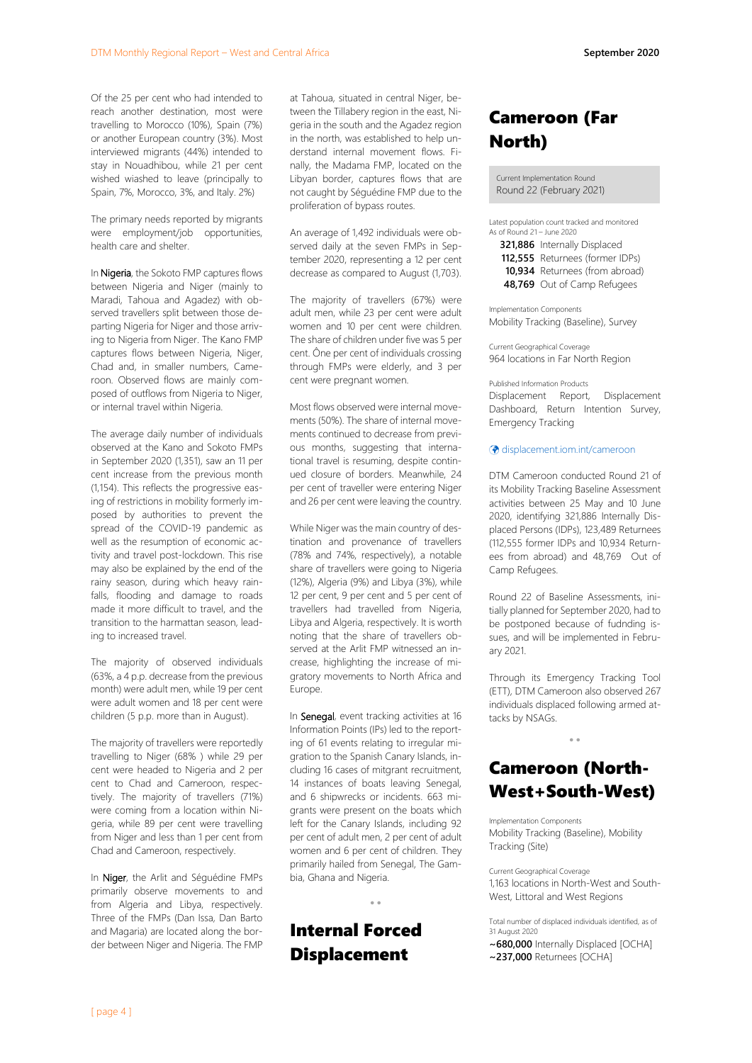Of the 25 per cent who had intended to reach another destination, most were travelling to Morocco (10%), Spain (7%) or another European country (3%). Most interviewed migrants (44%) intended to stay in Nouadhibou, while 21 per cent wished wiashed to leave (principally to Spain, 7%, Morocco, 3%, and Italy. 2%)

The primary needs reported by migrants were employment/job opportunities, health care and shelter.

In Nigeria, the Sokoto FMP captures flows between Nigeria and Niger (mainly to Maradi, Tahoua and Agadez) with observed travellers split between those departing Nigeria for Niger and those arriving to Nigeria from Niger. The Kano FMP captures flows between Nigeria, Niger, Chad and, in smaller numbers, Cameroon. Observed flows are mainly composed of outflows from Nigeria to Niger, or internal travel within Nigeria.

The average daily number of individuals observed at the Kano and Sokoto FMPs in September 2020 (1,351), saw an 11 per cent increase from the previous month (1,154). This reflects the progressive easing of restrictions in mobility formerly imposed by authorities to prevent the spread of the COVID-19 pandemic as well as the resumption of economic activity and travel post-lockdown. This rise may also be explained by the end of the rainy season, during which heavy rainfalls, flooding and damage to roads made it more difficult to travel, and the transition to the harmattan season, leading to increased travel.

The majority of observed individuals (63%, a 4 p.p. decrease from the previous month) were adult men, while 19 per cent were adult women and 18 per cent were children (5 p.p. more than in August).

The majority of travellers were reportedly travelling to Niger (68% ) while 29 per cent were headed to Nigeria and 2 per cent to Chad and Cameroon, respectively. The majority of travellers (71%) were coming from a location within Nigeria, while 89 per cent were travelling from Niger and less than 1 per cent from Chad and Cameroon, respectively.

In Niger, the Arlit and Séguédine FMPs primarily observe movements to and from Algeria and Libya, respectively. Three of the FMPs (Dan Issa, Dan Barto and Magaria) are located along the border between Niger and Nigeria. The FMP at Tahoua, situated in central Niger, between the Tillabery region in the east, Nigeria in the south and the Agadez region in the north, was established to help understand internal movement flows. Finally, the Madama FMP, located on the Libyan border, captures flows that are not caught by Séguédine FMP due to the proliferation of bypass routes.

An average of 1,492 individuals were observed daily at the seven FMPs in September 2020, representing a 12 per cent decrease as compared to August (1,703).

The majority of travellers (67%) were adult men, while 23 per cent were adult women and 10 per cent were children. The share of children under five was 5 per cent. Ône per cent of individuals crossing through FMPs were elderly, and 3 per cent were pregnant women.

Most flows observed were internal movements (50%). The share of internal movements continued to decrease from previous months, suggesting that international travel is resuming, despite continued closure of borders. Meanwhile, 24 per cent of traveller were entering Niger and 26 per cent were leaving the country.

While Niger was the main country of destination and provenance of travellers (78% and 74%, respectively), a notable share of travellers were going to Nigeria (12%), Algeria (9%) and Libya (3%), while 12 per cent, 9 per cent and 5 per cent of travellers had travelled from Nigeria, Libya and Algeria, respectively. It is worth noting that the share of travellers observed at the Arlit FMP witnessed an increase, highlighting the increase of migratory movements to North Africa and Europe.

In Senegal, event tracking activities at 16 Information Points (IPs) led to the reporting of 61 events relating to irregular migration to the Spanish Canary Islands, including 16 cases of mitgrant recruitment, 14 instances of boats leaving Senegal, and 6 shipwrecks or incidents. 663 migrants were present on the boats which left for the Canary Islands, including 92 per cent of adult men, 2 per cent of adult women and 6 per cent of children. They primarily hailed from Senegal, The Gambia, Ghana and Nigeria.

# Internal Forced Displacement

## Cameroon (Far North)

Current Implementation Round
Round 22 (February 2021)

Latest population count tracked and monitored
As of Round 21 – June 2020

**321,886** Internally Displaced
**112,555** Returnees (former IDPs)
**10,934** Returnees (from abroad)
**48,769** Out of Camp Refugees

Implementation Components
Mobility Tracking (Baseline), Survey

Current Geographical Coverage
964 locations in Far North Region

Published Information Products
Displacement Report, Displacement Dashboard, Return Intention Survey, Emergency Tracking

displacement.iom.int/cameroon

DTM Cameroon conducted Round 21 of its Mobility Tracking Baseline Assessment activities between 25 May and 10 June 2020, identifying 321,886 Internally Displaced Persons (IDPs), 123,489 Returnees (112,555 former IDPs and 10,934 Returnees from abroad) and 48,769 Out of Camp Refugees.

Round 22 of Baseline Assessments, initially planned for September 2020, had to be postponed because of fudnding issues, and will be implemented in February 2021.

Through its Emergency Tracking Tool (ETT), DTM Cameroon also observed 267 individuals displaced following armed attacks by NSAGs.

## Cameroon (North-West+South-West)

Implementation Components
Mobility Tracking (Baseline), Mobility Tracking (Site)

Current Geographical Coverage
1,163 locations in North-West and South-West, Littoral and West Regions

Total number of displaced individuals identified, as of 31 August 2020

**~680,000** Internally Displaced [OCHA]
**~237,000** Returnees [OCHA]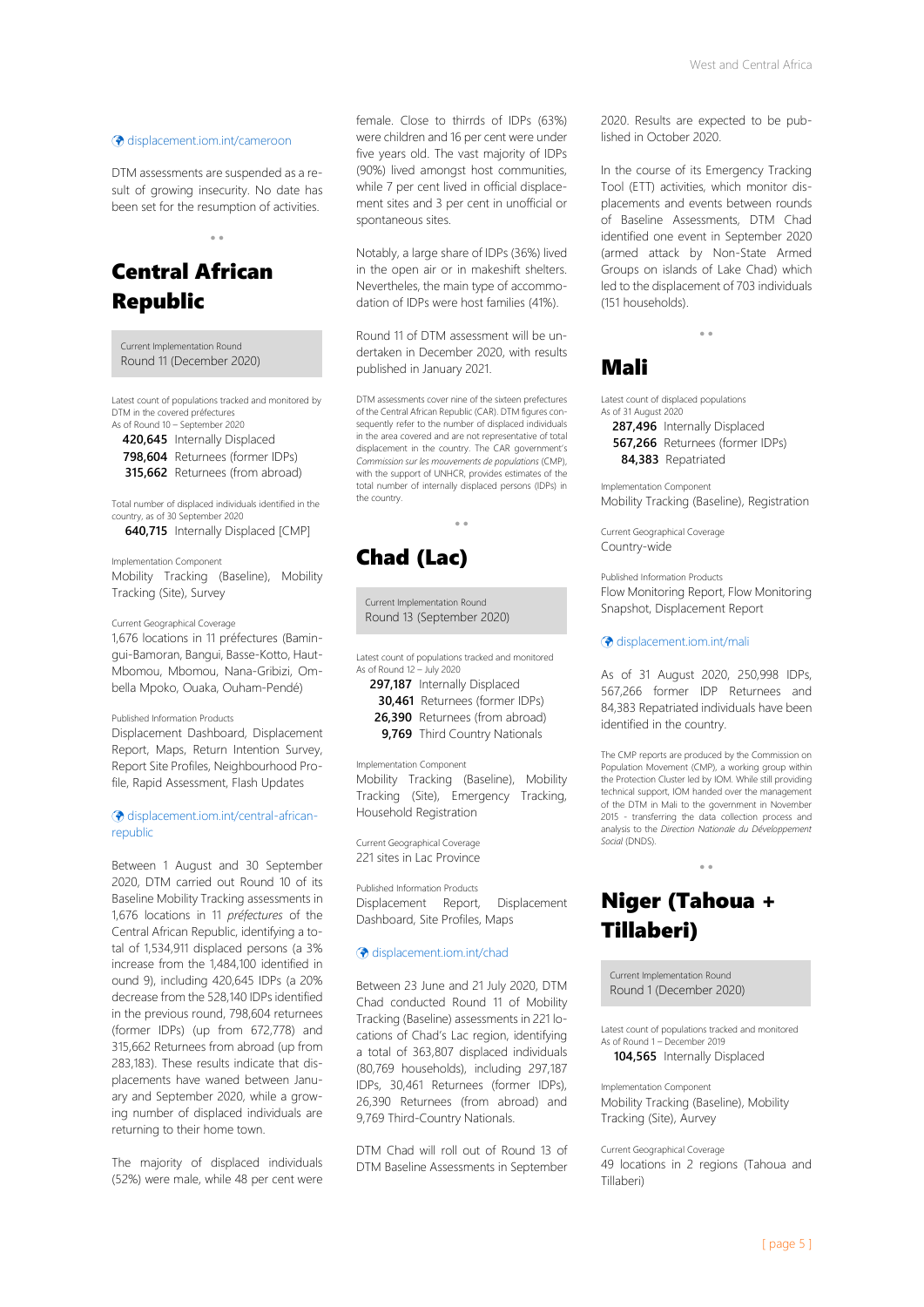🌐 displacement.iom.int/cameroon

DTM assessments are suspended as a result of growing insecurity. No date has been set for the resumption of activities.

# Central African Republic

Current Implementation Round
Round 11 (December 2020)

Latest count of populations tracked and monitored by DTM in the covered préfectures
As of Round 10 – September 2020

**420,645** Internally Displaced
**798,604** Returnees (former IDPs)
**315,662** Returnees (from abroad)

Total number of displaced individuals identified in the country, as of 30 September 2020

**640,715** Internally Displaced [CMP]

Implementation Component
Mobility Tracking (Baseline), Mobility Tracking (Site), Survey

Current Geographical Coverage
1,676 locations in 11 préfectures (Bamingui-Bamoran, Bangui, Basse-Kotto, Haut-Mbomou, Mbomou, Nana-Gribizi, Ombella Mpoko, Ouaka, Ouham-Pendé)

Published Information Products
Displacement Dashboard, Displacement Report, Maps, Return Intention Survey, Report Site Profiles, Neighbourhood Profile, Rapid Assessment, Flash Updates

🌐 displacement.iom.int/central-african-republic

Between 1 August and 30 September 2020, DTM carried out Round 10 of its Baseline Mobility Tracking assessments in 1,676 locations in 11 *préfectures* of the Central African Republic, identifying a total of 1,534,911 displaced persons (a 3% increase from the 1,484,100 identified in ound 9), including 420,645 IDPs (a 20% decrease from the 528,140 IDPs identified in the previous round, 798,604 returnees (former IDPs) (up from 672,778) and 315,662 Returnees from abroad (up from 283,183). These results indicate that displacements have waned between January and September 2020, while a growing number of displaced individuals are returning to their home town.

The majority of displaced individuals (52%) were male, while 48 per cent were female. Close to thirrds of IDPs (63%) were children and 16 per cent were under five years old. The vast majority of IDPs (90%) lived amongst host communities, while 7 per cent lived in official displacement sites and 3 per cent in unofficial or spontaneous sites.

Notably, a large share of IDPs (36%) lived in the open air or in makeshift shelters. Nevertheles, the main type of accommodation of IDPs were host families (41%).

Round 11 of DTM assessment will be undertaken in December 2020, with results published in January 2021.

DTM assessments cover nine of the sixteen prefectures of the Central African Republic (CAR). DTM figures consequently refer to the number of displaced individuals in the area covered and are not representative of total displacement in the country. The CAR government's *Commission sur les mouvements de populations* (CMP), with the support of UNHCR, provides estimates of the total number of internally displaced persons (IDPs) in the country.

# Chad (Lac)

Current Implementation Round
Round 13 (September 2020)

Latest count of populations tracked and monitored
As of Round 12 – July 2020

**297,187** Internally Displaced
**30,461** Returnees (former IDPs)
**26,390** Returnees (from abroad)
**9,769** Third Country Nationals

Implementation Component
Mobility Tracking (Baseline), Mobility Tracking (Site), Emergency Tracking, Household Registration

Current Geographical Coverage
221 sites in Lac Province

Published Information Products
Displacement Report, Displacement Dashboard, Site Profiles, Maps

🌐 displacement.iom.int/chad

Between 23 June and 21 July 2020, DTM Chad conducted Round 11 of Mobility Tracking (Baseline) assessments in 221 locations of Chad's Lac region, identifying a total of 363,807 displaced individuals (80,769 households), including 297,187 IDPs, 30,461 Returnees (former IDPs), 26,390 Returnees (from abroad) and 9,769 Third-Country Nationals.

DTM Chad will roll out of Round 13 of DTM Baseline Assessments in September 2020. Results are expected to be published in October 2020.

In the course of its Emergency Tracking Tool (ETT) activities, which monitor displacements and events between rounds of Baseline Assessments, DTM Chad identified one event in September 2020 (armed attack by Non-State Armed Groups on islands of Lake Chad) which led to the displacement of 703 individuals (151 households).

# Mali

Latest count of displaced populations
As of 31 August 2020

**287,496** Internally Displaced
**567,266** Returnees (former IDPs)
**84,383** Repatriated

Implementation Component
Mobility Tracking (Baseline), Registration

Current Geographical Coverage
Country-wide

Published Information Products
Flow Monitoring Report, Flow Monitoring Snapshot, Displacement Report

🌐 displacement.iom.int/mali

As of 31 August 2020, 250,998 IDPs, 567,266 former IDP Returnees and 84,383 Repatriated individuals have been identified in the country.

The CMP reports are produced by the Commission on Population Movement (CMP), a working group within the Protection Cluster led by IOM. While still providing technical support, IOM handed over the management of the DTM in Mali to the government in November 2015 - transferring the data collection process and analysis to the *Direction Nationale du Développement Social* (DNDS).

# Niger (Tahoua + Tillaberi)

Current Implementation Round
Round 1 (December 2020)

Latest count of populations tracked and monitored
As of Round 1 – December 2019

**104,565** Internally Displaced

Implementation Component
Mobility Tracking (Baseline), Mobility Tracking (Site), Aurvey

Current Geographical Coverage
49 locations in 2 regions (Tahoua and Tillaberi)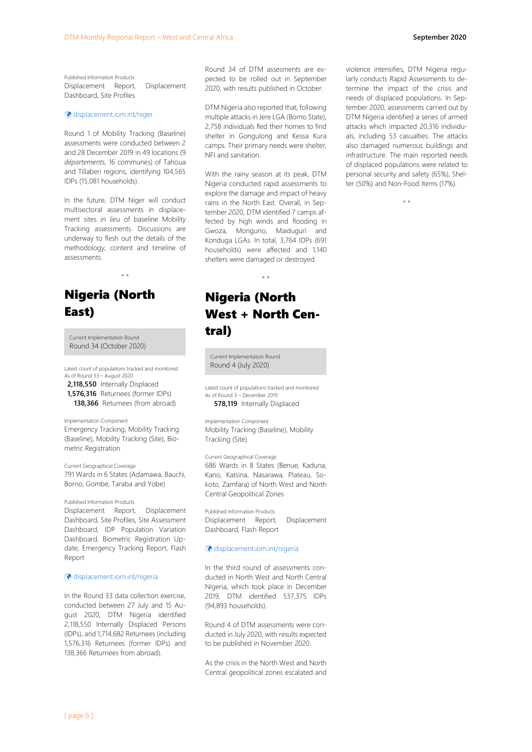Published Information Products
Displacement Report, Displacement Dashboard, Site Profiles

displacement.iom.int/niger

Round 1 of Mobility Tracking (Baseline) assessments were conducted between 2 and 28 December 2019 in 49 locations (9 *départements*, 16 communes) of Tahoua and Tillaberi regions, identifying 104,565 IDPs (15,081 households).

In the future, DTM Niger will conduct multisectoral assessments in displacement sites *in lieu* of baseline Mobility Tracking assessments. Discussions are underway to flesh out the details of the methodology, content and timeline of assessments.

## Nigeria (North East)

Current Implementation Round
Round 34 (October 2020)

Latest count of populations tracked and monitored
As of Round 33 – August 2020

**2,118,550** Internally Displaced
**1,576,316** Returnees (former IDPs)
**138,366** Returnees (from abroad)

Implementation Component
Emergency Tracking, Mobility Tracking (Baseline), Mobility Tracking (Site), Biometric Registration

Current Geographical Coverage
791 Wards in 6 States (Adamawa, Bauchi, Borno, Gombe, Taraba and Yobe)

Published Information Products
Displacement Report, Displacement Dashboard, Site Profiles, Site Assessment Dashboard, IDP Population Variation Dashboard, Biometric Registration Update, Emergency Tracking Report, Flash Report

displacement.iom.int/nigeria

In the Round 33 data collection exercise, conducted between 27 July and 15 August 2020, DTM Nigeria identified 2,118,550 Internally Displaced Persons (IDPs), and 1,714,682 Returnees (including 1,576,316 Returnees (former IDPs) and 138,366 Returnees from abroad).

Round 34 of DTM assessments are expected to be rolled out in September 2020, with results published in October.

DTM Nigeria also reported that, following multiple attacks in Jere LGA (Borno State), 2,758 individuals fled their homes to find shelter in Gongulong and Kessa Kura camps. Their primary needs were shelter, NFI and sanitation.

With the rainy season at its peak, DTM Nigeria conducted rapid assessments to explore the damage and impact of heavy rains in the North East. Overall, in September 2020, DTM identified 7 camps affected by high winds and flooding in Gwoza, Monguno, Maiduguri and Konduga LGAs. In total, 3,764 IDPs (691 households) were affected and 1,140 shelters were damaged or destroyed.

## Nigeria (North West + North Central)

Current Implementation Round
Round 4 (July 2020)

Latest count of populations tracked and monitored
As of Round 3 – December 2019

**578,119** Internally Displaced

Implementation Component
Mobility Tracking (Baseline), Mobility Tracking (Site)

Current Geographical Coverage
686 Wards in 8 States (Benue, Kaduna, Kano, Katsina, Nasarawa, Plateau, Sokoto, Zamfara) of North West and North Central Geopolitical Zones

Published Information Products
Displacement Report, Displacement Dashboard, Flash Report

displacement.iom.int/nigeria

In the third round of assessments conducted in North West and North Central Nigeria, which took place in December 2019, DTM identified 537,375 IDPs (94,893 households).

Round 4 of DTM assessments were conducted in July 2020, with results expected to be published in November 2020.

As the crisis in the North West and North Central geopolitical zones escalated and violence intensifies, DTM Nigeria regularly conducts Rapid Assessments to determine the impact of the crisis and needs of displaced populations. In September 2020, assessments carried out by DTM Nigeria identified a series of armed attacks which impacted 20,316 individuals, including 53 casualties. The attacks also damaged numerous buildings and infrastructure. The main reported needs of displaced populations were related to personal security and safety (65%), Shelter (50%) and Non-Food Items (17%).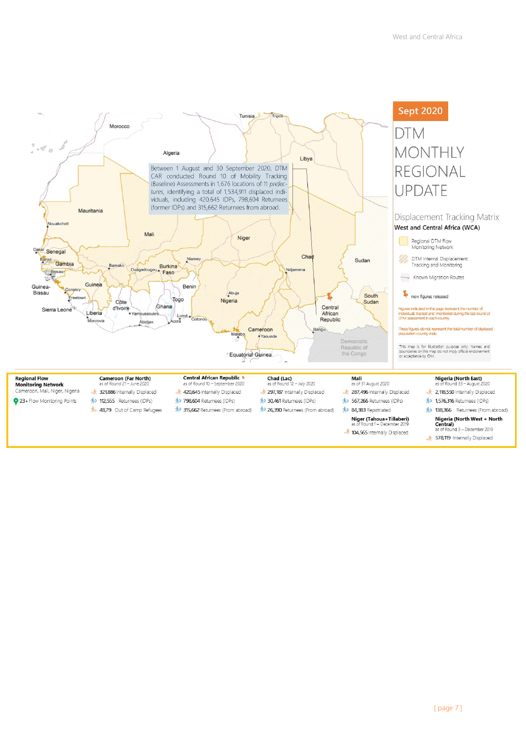# Sept 2020

# DTM MONTHLY REGIONAL UPDATE

## Displacement Tracking Matrix

**West and Central Africa (WCA)**

Between 1 August and 30 September 2020, DTM CAR conducted Round 10 of Mobility Tracking (Baseline) Assessments in 1,676 locations of 11 *prefectures*, identifying a total of 1,534,911 displaced individuals, including 420.645 IDPs, 798,604 Returnees (former IDPs) and 315,662 Returnees from abroad.

Morocco
Tunisia
Tripoli
Algeria
Libya
Mauritania
Nouakchott
Mali
Niger
Dakar
Senegal
Banjul
Gambia
Bissau
Guinea-Bissau
Conakry
Guinea
Freetown
Sierra Leone
Bamako
Niamey
Ouagadougou
Burkina Faso
Chad
Ndjamena
Sudan
Benin
Abuja
Nigeria
Côte d'Ivoire
Togo
Ghana
Liberia
Monrovia
Yamoussoukro
Abidjan
Lomé
Accra
Cotonou
South Sudan
Central African Republic
Bangui
Cameroon
Malabo
Yaounde
Equatorial Guinea
Democratic Republic of the Congo

Regional DTM Flow Monitoring Network

DTM Internal Displacement Tracking and Monitoring

Known Migration Routes

new figures released

Figures indicated in this page represent the number of individuals tracked and monitored during the last round of DTM assessment in each country.

These figures do not represent the total number of displaced population country wide.

This map is for illustration purpose only. Names and boundaries on this map do not imply official endorsement or acceptance by IOM.

**Regional Flow Monitoring Network**
Cameroon, Mali, Niger, Nigeria
23+ Flow Monitoring Points

**Cameroon (Far North)**
as of Round 21 – June 2020
321,886 Internally Displaced
112,555 Returnees (IDPs)
48,79 Out of Camp Refugees

**Central African Republic**
as of Round 10 – September 2020
420,645 Internally Displaced
798,604 Returnees (IDPs)
315,662 Returnees (From abroad)

**Chad (Lac)**
as of Round 12 – July 2020
297,187 Internally Displaced
30,461 Returnees (IDPs)
26,390 Returnees (From abroad)

**Mali**
as of 31 August 2020
287,496 Internally Displaced
567,266 Returnees (IDPs)
84,383 Repatriated

**Niger (Tahoua+Tillaberi)**
as of Round 1 – December 2019
104,565 Internally Displaced

**Nigeria (North East)**
as of Round 33 – August 2020
2,118,550 Internally Displaced
1,576,316 Returnees (IDPs)
138,366 Returnees (From abroad)

**Nigeria (North West + North Central)**
as of Round 3 – December 2019
578,119 Internally Displaced